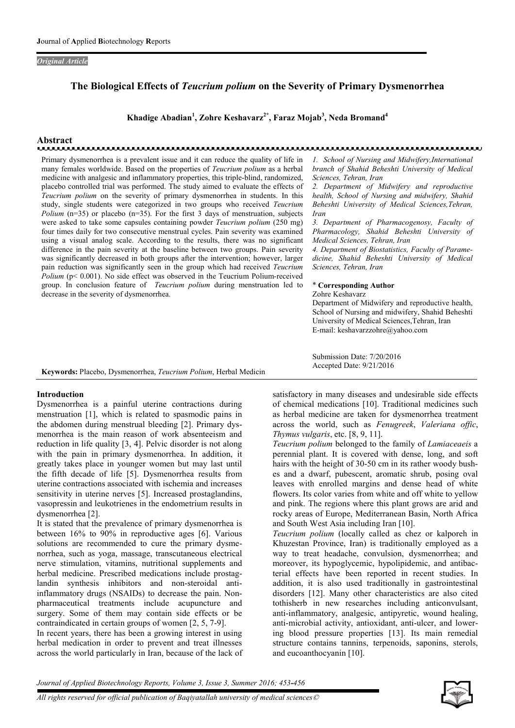*Original Article*

# The Biological Effects of *Teucrium polium* on the Severity of Primary Dysmenorrhea

**Khadige Abadian[1], Zohre Keshavarz[2*], Faraz Mojab[3], Neda Bromand[4]**

## Abstract

Primary dysmenorrhea is a prevalent issue and it can reduce the quality of life in many females worldwide. Based on the properties of *Teucrium polium* as a herbal medicine with analgesic and inflammatory properties, this triple-blind, randomized, placebo controlled trial was performed. The study aimed to evaluate the effects of *Teucrium polium* on the severity of primary dysmenorrhea in students. In this study, single students were categorized in two groups who received *Teucrium Polium* (n=35) or placebo (n=35). For the first 3 days of menstruation, subjects were asked to take some capsules containing powder *Teucrium polium* (250 mg) four times daily for two consecutive menstrual cycles. Pain severity was examined using a visual analog scale. According to the results, there was no significant difference in the pain severity at the baseline between two groups. Pain severity was significantly decreased in both groups after the intervention; however, larger pain reduction was significantly seen in the group which had received *Teucrium Polium* ($p < 0.001$). No side effect was observed in the Teucrium Polium-received group. In conclusion feature of *Teucrium polium* during menstruation led to decrease in the severity of dysmenorrhea.

1. School of Nursing and Midwifery,International branch of Shahid Beheshti University of Medical Sciences, Tehran, Iran
2. Department of Midwifery and reproductive health, School of Nursing and midwifery, Shahid Beheshti University of Medical Sciences,Tehran, Iran
3. Department of Pharmacogenosy, Faculty of Pharmacology, Shahid Beheshti University of Medical Sciences, Tehran, Iran
4. Department of Biostatistics, Faculty of Paramedicine, Shahid Beheshti University of Medical Sciences, Tehran, Iran

**\* Corresponding Author**
Zohre Keshavarz
Department of Midwifery and reproductive health, School of Nursing and midwifery, Shahid Beheshti University of Medical Sciences,Tehran, Iran
E-mail: keshavarzzohre@yahoo.com

Submission Date: 7/20/2016
Accepted Date: 9/21/2016

**Keywords:** Placebo, Dysmenorrhea, *Teucrium Polium*, Herbal Medicin

## Introduction

Dysmenorrhea is a painful uterine contractions during menstruation [1], which is related to spasmodic pains in the abdomen during menstrual bleeding [2]. Primary dysmenorrhea is the main reason of work absenteeism and reduction in life quality [3, 4]. Pelvic disorder is not along with the pain in primary dysmenorrhea. In addition, it greatly takes place in younger women but may last until the fifth decade of life [5]. Dysmenorrhea results from uterine contractions associated with ischemia and increases sensitivity in uterine nerves [5]. Increased prostaglandins, vasopressin and leukotrienes in the endometrium results in dysmenorrhea [2].

It is stated that the prevalence of primary dysmenorrhea is between 16% to 90% in reproductive ages [6]. Various solutions are recommended to cure the primary dysmenorrhea, such as yoga, massage, transcutaneous electrical nerve stimulation, vitamins, nutritional supplements and herbal medicine. Prescribed medications include prostaglandin synthesis inhibitors and non-steroidal anti-inflammatory drugs (NSAIDs) to decrease the pain. Non-pharmaceutical treatments include acupuncture and surgery. Some of them may contain side effects or be contraindicated in certain groups of women [2, 5, 7-9].

In recent years, there has been a growing interest in using herbal medication in order to prevent and treat illnesses across the world particularly in Iran, because of the lack of satisfactory in many diseases and undesirable side effects of chemical medications [10]. Traditional medicines such as herbal medicine are taken for dysmenorrhea treatment across the world, such as *Fenugreek*, *Valeriana offic*, *Thymus vulgaris*, etc. [8, 9, 11].

*Teucrium polium* belonged to the family of *Lamiaceaeis* a perennial plant. It is covered with dense, long, and soft hairs with the height of 30-50 cm in its rather woody bushes and a dwarf, pubescent, aromatic shrub, posing oval leaves with enrolled margins and dense head of white flowers. Its color varies from white and off white to yellow and pink. The regions where this plant grows are arid and rocky areas of Europe, Mediterranean Basin, North Africa and South West Asia including Iran [10].

*Teucrium polium* (locally called as chez or kalporeh in Khuzestan Province, Iran) is traditionally employed as a way to treat headache, convulsion, dysmenorrhea; and moreover, its hypoglycemic, hypolipidemic, and antibacterial effects have been reported in recent studies. In addition, it is also used traditionally in gastrointestinal disorders [12]. Many other characteristics are also cited tothisherb in new researches including anticonvulsant, anti-inflammatory, analgesic, antipyretic, wound healing, anti-microbial activity, antioxidant, anti-ulcer, and lowering blood pressure properties [13]. Its main remedial structure contains tannins, terpenoids, saponins, sterols, and eucoanthocyanin [10].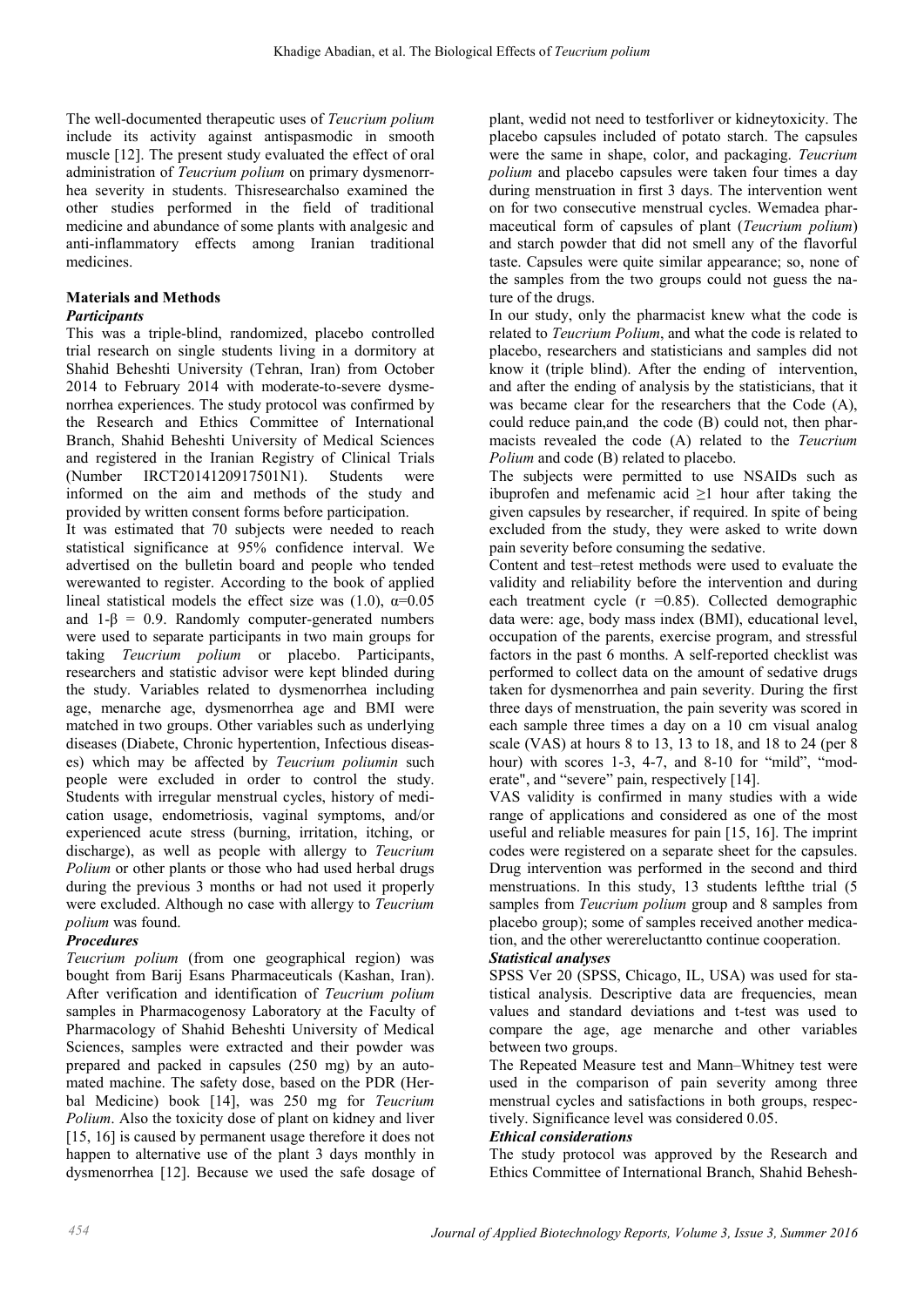The well-documented therapeutic uses of *Teucrium polium* include its activity against antispasmodic in smooth muscle [12]. The present study evaluated the effect of oral administration of *Teucrium polium* on primary dysmenorrhea severity in students. Thisresearchalso examined the other studies performed in the field of traditional medicine and abundance of some plants with analgesic and anti-inflammatory effects among Iranian traditional medicines.

## Materials and Methods

### *Participants*

This was a triple-blind, randomized, placebo controlled trial research on single students living in a dormitory at Shahid Beheshti University (Tehran, Iran) from October 2014 to February 2014 with moderate-to-severe dysmenorrhea experiences. The study protocol was confirmed by the Research and Ethics Committee of International Branch, Shahid Beheshti University of Medical Sciences and registered in the Iranian Registry of Clinical Trials (Number IRCT2014120917501N1). Students were informed on the aim and methods of the study and provided by written consent forms before participation.

It was estimated that 70 subjects were needed to reach statistical significance at 95% confidence interval. We advertised on the bulletin board and people who tended werewanted to register. According to the book of applied lineal statistical models the effect size was (1.0), $\alpha$=0.05 and 1-$\beta$ = 0.9. Randomly computer-generated numbers were used to separate participants in two main groups for taking *Teucrium polium* or placebo. Participants, researchers and statistic advisor were kept blinded during the study. Variables related to dysmenorrhea including age, menarche age, dysmenorrhea age and BMI were matched in two groups. Other variables such as underlying diseases (Diabete, Chronic hypertention, Infectious diseases) which may be affected by *Teucrium poliumin* such people were excluded in order to control the study. Students with irregular menstrual cycles, history of medication usage, endometriosis, vaginal symptoms, and/or experienced acute stress (burning, irritation, itching, or discharge), as well as people with allergy to *Teucrium Polium* or other plants or those who had used herbal drugs during the previous 3 months or had not used it properly were excluded. Although no case with allergy to *Teucrium polium* was found.

### *Procedures*

*Teucrium polium* (from one geographical region) was bought from Barij Esans Pharmaceuticals (Kashan, Iran). After verification and identification of *Teucrium polium* samples in Pharmacogenosy Laboratory at the Faculty of Pharmacology of Shahid Beheshti University of Medical Sciences, samples were extracted and their powder was prepared and packed in capsules (250 mg) by an automated machine. The safety dose, based on the PDR (Herbal Medicine) book [14], was 250 mg for *Teucrium Polium*. Also the toxicity dose of plant on kidney and liver [15, 16] is caused by permanent usage therefore it does not happen to alternative use of the plant 3 days monthly in dysmenorrhea [12]. Because we used the safe dosage of plant, wedid not need to testforliver or kidneytoxicity. The placebo capsules included of potato starch. The capsules were the same in shape, color, and packaging. *Teucrium polium* and placebo capsules were taken four times a day during menstruation in first 3 days. The intervention went on for two consecutive menstrual cycles. Wemadea pharmaceutical form of capsules of plant (*Teucrium polium*) and starch powder that did not smell any of the flavorful taste. Capsules were quite similar appearance; so, none of the samples from the two groups could not guess the nature of the drugs.

In our study, only the pharmacist knew what the code is related to *Teucrium Polium*, and what the code is related to placebo, researchers and statisticians and samples did not know it (triple blind). After the ending of intervention, and after the ending of analysis by the statisticians, that it was became clear for the researchers that the Code (A), could reduce pain,and the code (B) could not, then pharmacists revealed the code (A) related to the *Teucrium Polium* and code (B) related to placebo.

The subjects were permitted to use NSAIDs such as ibuprofen and mefenamic acid ≥1 hour after taking the given capsules by researcher, if required. In spite of being excluded from the study, they were asked to write down pain severity before consuming the sedative.

Content and test–retest methods were used to evaluate the validity and reliability before the intervention and during each treatment cycle (r =0.85). Collected demographic data were: age, body mass index (BMI), educational level, occupation of the parents, exercise program, and stressful factors in the past 6 months. A self-reported checklist was performed to collect data on the amount of sedative drugs taken for dysmenorrhea and pain severity. During the first three days of menstruation, the pain severity was scored in each sample three times a day on a 10 cm visual analog scale (VAS) at hours 8 to 13, 13 to 18, and 18 to 24 (per 8 hour) with scores 1-3, 4-7, and 8-10 for "mild", "moderate", and "severe" pain, respectively [14].

VAS validity is confirmed in many studies with a wide range of applications and considered as one of the most useful and reliable measures for pain [15, 16]. The imprint codes were registered on a separate sheet for the capsules. Drug intervention was performed in the second and third menstruations. In this study, 13 students leftthe trial (5 samples from *Teucrium polium* group and 8 samples from placebo group); some of samples received another medication, and the other werereluctantto continue cooperation.

### *Statistical analyses*

SPSS Ver 20 (SPSS, Chicago, IL, USA) was used for statistical analysis. Descriptive data are frequencies, mean values and standard deviations and t-test was used to compare the age, age menarche and other variables between two groups.

The Repeated Measure test and Mann–Whitney test were used in the comparison of pain severity among three menstrual cycles and satisfactions in both groups, respectively. Significance level was considered 0.05.

### *Ethical considerations*

The study protocol was approved by the Research and Ethics Committee of International Branch, Shahid Behesh-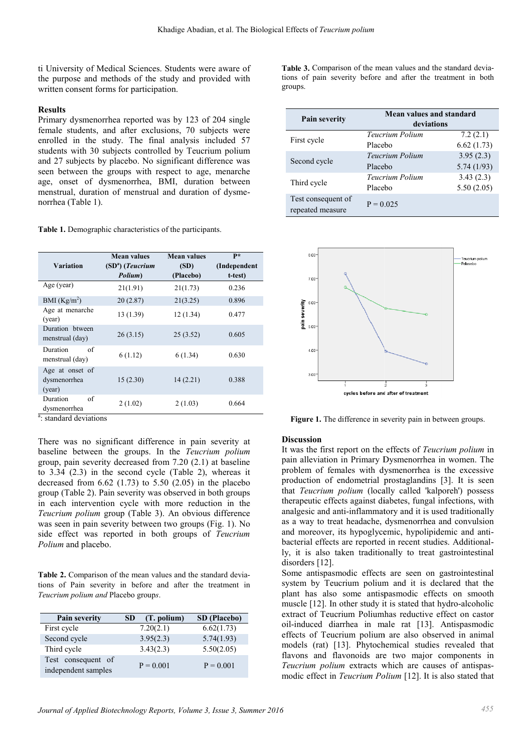ti University of Medical Sciences. Students were aware of the purpose and methods of the study and provided with written consent forms for participation.

## Results

Primary dysmenorrhea reported was by 123 of 204 single female students, and after exclusions, 70 subjects were enrolled in the study. The final analysis included 57 students with 30 subjects controlled by Teucrium polium and 27 subjects by placebo. No significant difference was seen between the groups with respect to age, menarche age, onset of dysmenorrhea, BMI, duration between menstrual, duration of menstrual and duration of dysmenorrhea (Table 1).

**Table 1.** Demographic characteristics of the participants.

| Variation | Mean values (SD[a]) (*Teucrium Polium*) | Mean values (SD) (Placebo) | P* (Independent t-test) |
|---|---|---|---|
| Age (year) | 21(1.91) | 21(1.73) | 0.236 |
| BMI (Kg/m$^2$) | 20 (2.87) | 21(3.25) | 0.896 |
| Age at menarche (year) | 13 (1.39) | 12 (1.34) | 0.477 |
| Duration btween menstrual (day) | 26 (3.15) | 25 (3.52) | 0.605 |
| Duration of menstrual (day) | 6 (1.12) | 6 (1.34) | 0.630 |
| Age at onset of dysmenorrhea (year) | 15 (2.30) | 14 (2.21) | 0.388 |
| Duration of dysmenorrhea | 2 (1.02) | 2 (1.03) | 0.664 |

[a]: standard deviations

There was no significant difference in pain severity at baseline between the groups. In the *Teucrium polium* group, pain severity decreased from 7.20 (2.1) at baseline to 3.34 (2.3) in the second cycle (Table 2), whereas it decreased from 6.62 (1.73) to 5.50 (2.05) in the placebo group (Table 2). Pain severity was observed in both groups in each intervention cycle with more reduction in the *Teucrium polium* group (Table 3). An obvious difference was seen in pain severity between two groups (Fig. 1). No side effect was reported in both groups of *Teucrium Polium* and placebo.

**Table 2.** Comparison of the mean values and the standard deviations of Pain severity in before and after the treatment in *Teucrium polium and* Placebo groups.

| Pain severity | SD (T. polium) | SD (Placebo) |
|---|---|---|
| First cycle | 7.20(2.1) | 6.62(1.73) |
| Second cycle | 3.95(2.3) | 5.74(1.93) |
| Third cycle | 3.43(2.3) | 5.50(2.05) |
| Test consequent of independent samples | P = 0.001 | P = 0.001 |

**Table 3.** Comparison of the mean values and the standard deviations of pain severity before and after the treatment in both groups.

| Pain severity | Mean values and standard deviations | |
|---|---|---|
| First cycle | *Teucrium Polium* | 7.2 (2.1) |
| | Placebo | 6.62 (1.73) |
| Second cycle | *Teucrium Polium* | 3.95 (2.3) |
| | Placebo | 5.74 (1/93) |
| Third cycle | *Teucrium Polium* | 3.43 (2.3) |
| | Placebo | 5.50 (2.05) |
| Test consequent of repeated measure | P = 0.025 | |

**Figure 1.** The difference in severity pain in between groups.

## Discussion

It was the first report on the effects of *Teucrium polium* in pain alleviation in Primary Dysmenorrhea in women. The problem of females with dysmenorrhea is the excessive production of endometrial prostaglandins [3]. It is seen that *Teucrium polium* (locally called 'kalporeh') possess therapeutic effects against diabetes, fungal infections, with analgesic and anti-inflammatory and it is used traditionally as a way to treat headache, dysmenorrhea and convulsion and moreover, its hypoglycemic, hypolipidemic and anti-bacterial effects are reported in recent studies. Additionally, it is also taken traditionally to treat gastrointestinal disorders [12].

Some antispasmodic effects are seen on gastrointestinal system by Teucrium polium and it is declared that the plant has also some antispasmodic effects on smooth muscle [12]. In other study it is stated that hydro-alcoholic extract of Teucrium Poliumhas reductive effect on castor oil-induced diarrhea in male rat [13]. Antispasmodic effects of Teucrium polium are also observed in animal models (rat) [13]. Phytochemical studies revealed that flavons and flavonoids are two major components in *Teucrium polium* extracts which are causes of antispasmodic effect in *Teucrium Polium* [12]. It is also stated that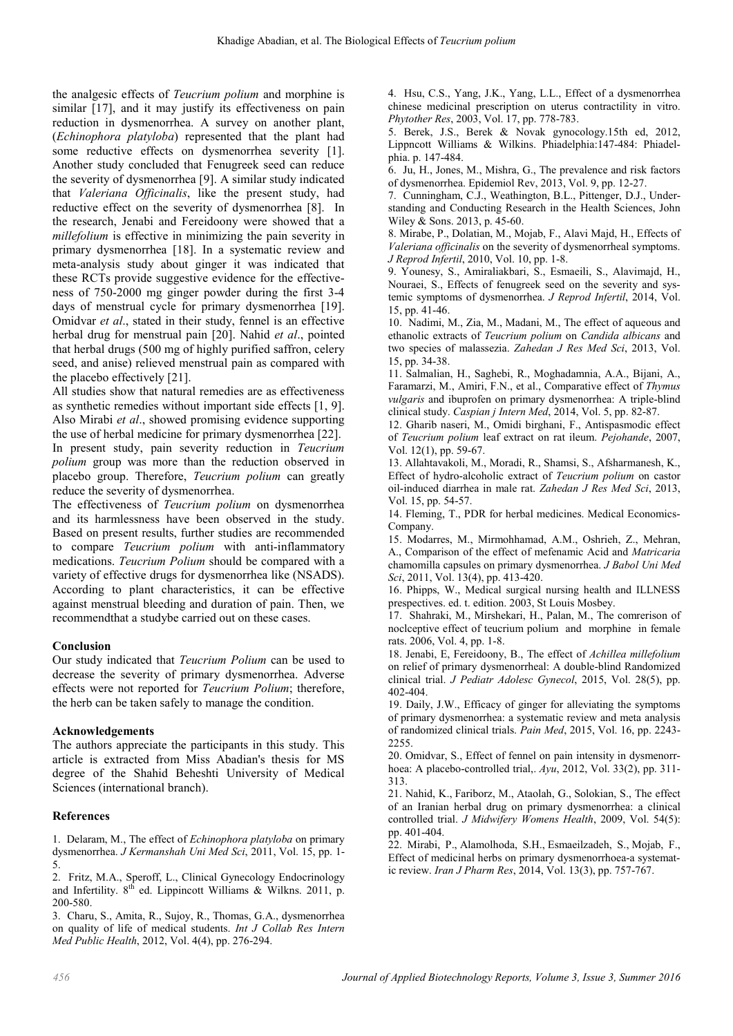the analgesic effects of *Teucrium polium* and morphine is similar [17], and it may justify its effectiveness on pain reduction in dysmenorrhea. A survey on another plant, (*Echinophora platyloba*) represented that the plant had some reductive effects on dysmenorrhea severity [1]. Another study concluded that Fenugreek seed can reduce the severity of dysmenorrhea [9]. A similar study indicated that *Valeriana Officinalis*, like the present study, had reductive effect on the severity of dysmenorrhea [8]. In the research, Jenabi and Fereidoony were showed that a *millefolium* is effective in minimizing the pain severity in primary dysmenorrhea [18]. In a systematic review and meta-analysis study about ginger it was indicated that these RCTs provide suggestive evidence for the effectiveness of 750-2000 mg ginger powder during the first 3-4 days of menstrual cycle for primary dysmenorrhea [19]. Omidvar *et al*., stated in their study, fennel is an effective herbal drug for menstrual pain [20]. Nahid *et al*., pointed that herbal drugs (500 mg of highly purified saffron, celery seed, and anise) relieved menstrual pain as compared with the placebo effectively [21].

All studies show that natural remedies are as effectiveness as synthetic remedies without important side effects [1, 9]. Also Mirabi *et al*., showed promising evidence supporting the use of herbal medicine for primary dysmenorrhea [22].

In present study, pain severity reduction in *Teucrium polium* group was more than the reduction observed in placebo group. Therefore, *Teucrium polium* can greatly reduce the severity of dysmenorrhea.

The effectiveness of *Teucrium polium* on dysmenorrhea and its harmlessness have been observed in the study. Based on present results, further studies are recommended to compare *Teucrium polium* with anti-inflammatory medications. *Teucrium Polium* should be compared with a variety of effective drugs for dysmenorrhea like (NSADS). According to plant characteristics, it can be effective against menstrual bleeding and duration of pain. Then, we recommendthat a studybe carried out on these cases.

### Conclusion

Our study indicated that *Teucrium Polium* can be used to decrease the severity of primary dysmenorrhea. Adverse effects were not reported for *Teucrium Polium*; therefore, the herb can be taken safely to manage the condition.

### Acknowledgements

The authors appreciate the participants in this study. This article is extracted from Miss Abadian's thesis for MS degree of the Shahid Beheshti University of Medical Sciences (international branch).

### References

1. Delaram, M., The effect of *Echinophora platyloba* on primary dysmenorrhea. *J Kermanshah Uni Med Sci*, 2011, Vol. 15, pp. 1-5.
2. Fritz, M.A., Speroff, L., Clinical Gynecology Endocrinology and Infertility. 8th ed. Lippincott Williams & Wilkns. 2011, p. 200-580.
3. Charu, S., Amita, R., Sujoy, R., Thomas, G.A., dysmenorrhea on quality of life of medical students. *Int J Collab Res Intern Med Public Health*, 2012, Vol. 4(4), pp. 276-294.
4. Hsu, C.S., Yang, J.K., Yang, L.L., Effect of a dysmenorrhea chinese medicinal prescription on uterus contractility in vitro. *Phytother Res*, 2003, Vol. 17, pp. 778-783.
5. Berek, J.S., Berek & Novak gynocology.15th ed, 2012, Lippncott Williams & Wilkins. Phiadelphia:147-484: Phiadelphia. p. 147-484.
6. Ju, H., Jones, M., Mishra, G., The prevalence and risk factors of dysmenorrhea. Epidemiol Rev, 2013, Vol. 9, pp. 12-27.
7. Cunningham, C.J., Weathington, B.L., Pittenger, D.J., Understanding and Conducting Research in the Health Sciences, John Wiley & Sons. 2013, p. 45-60.
8. Mirabe, P., Dolatian, M., Mojab, F., Alavi Majd, H., Effects of *Valeriana officinalis* on the severity of dysmenorrheal symptoms. *J Reprod Infertil*, 2010, Vol. 10, pp. 1-8.
9. Younesy, S., Amiraliakbari, S., Esmaeili, S., Alavimajd, H., Nouraei, S., Effects of fenugreek seed on the severity and systemic symptoms of dysmenorrhea. *J Reprod Infertil*, 2014, Vol. 15, pp. 41-46.
10. Nadimi, M., Zia, M., Madani, M., The effect of aqueous and ethanolic extracts of *Teucrium polium* on *Candida albicans* and two species of malassezia. *Zahedan J Res Med Sci*, 2013, Vol. 15, pp. 34-38.
11. Salmalian, H., Saghebi, R., Moghadamnia, A.A., Bijani, A., Faramarzi, M., Amiri, F.N., et al., Comparative effect of *Thymus vulgaris* and ibuprofen on primary dysmenorrhea: A triple-blind clinical study. *Caspian j Intern Med*, 2014, Vol. 5, pp. 82-87.
12. Gharib naseri, M., Omidi birghani, F., Antispasmodic effect of *Teucrium polium* leaf extract on rat ileum. *Pejohande*, 2007, Vol. 12(1), pp. 59-67.
13. Allahtavakoli, M., Moradi, R., Shamsi, S., Afsharmanesh, K., Effect of hydro-alcoholic extract of *Teucrium polium* on castor oil-induced diarrhea in male rat. *Zahedan J Res Med Sci*, 2013, Vol. 15, pp. 54-57.
14. Fleming, T., PDR for herbal medicines. Medical Economics-Company.
15. Modarres, M., Mirmohhamad, A.M., Oshrieh, Z., Mehran, A., Comparison of the effect of mefenamic Acid and *Matricaria* chamomilla capsules on primary dysmenorrhea. *J Babol Uni Med Sci*, 2011, Vol. 13(4), pp. 413-420.
16. Phipps, W., Medical surgical nursing health and ILLNESS prespectives. ed. t. edition. 2003, St Louis Mosbey.
17. Shahraki, M., Mirshekari, H., Palan, M., The comrerison of noclceptive effect of teucrium polium and morphine in female rats. 2006, Vol. 4, pp. 1-8.
18. Jenabi, E, Fereidoony, B., The effect of *Achillea millefolium* on relief of primary dysmenorrheal: A double-blind Randomized clinical trial. *J Pediatr Adolesc Gynecol*, 2015, Vol. 28(5), pp. 402-404.
19. Daily, J.W., Efficacy of ginger for alleviating the symptoms of primary dysmenorrhea: a systematic review and meta analysis of randomized clinical trials. *Pain Med*, 2015, Vol. 16, pp. 2243-2255.
20. Omidvar, S., Effect of fennel on pain intensity in dysmenorrhoea: A placebo-controlled trial,. *Ayu*, 2012, Vol. 33(2), pp. 311-313.
21. Nahid, K., Fariborz, M., Ataolah, G., Solokian, S., The effect of an Iranian herbal drug on primary dysmenorrhea: a clinical controlled trial. *J Midwifery Womens Health*, 2009, Vol. 54(5): pp. 401-404.
22. Mirabi, P., Alamolhoda, S.H., Esmaeilzadeh, S., Mojab, F., Effect of medicinal herbs on primary dysmenorrhoea-a systematic review. *Iran J Pharm Res*, 2014, Vol. 13(3), pp. 757-767.